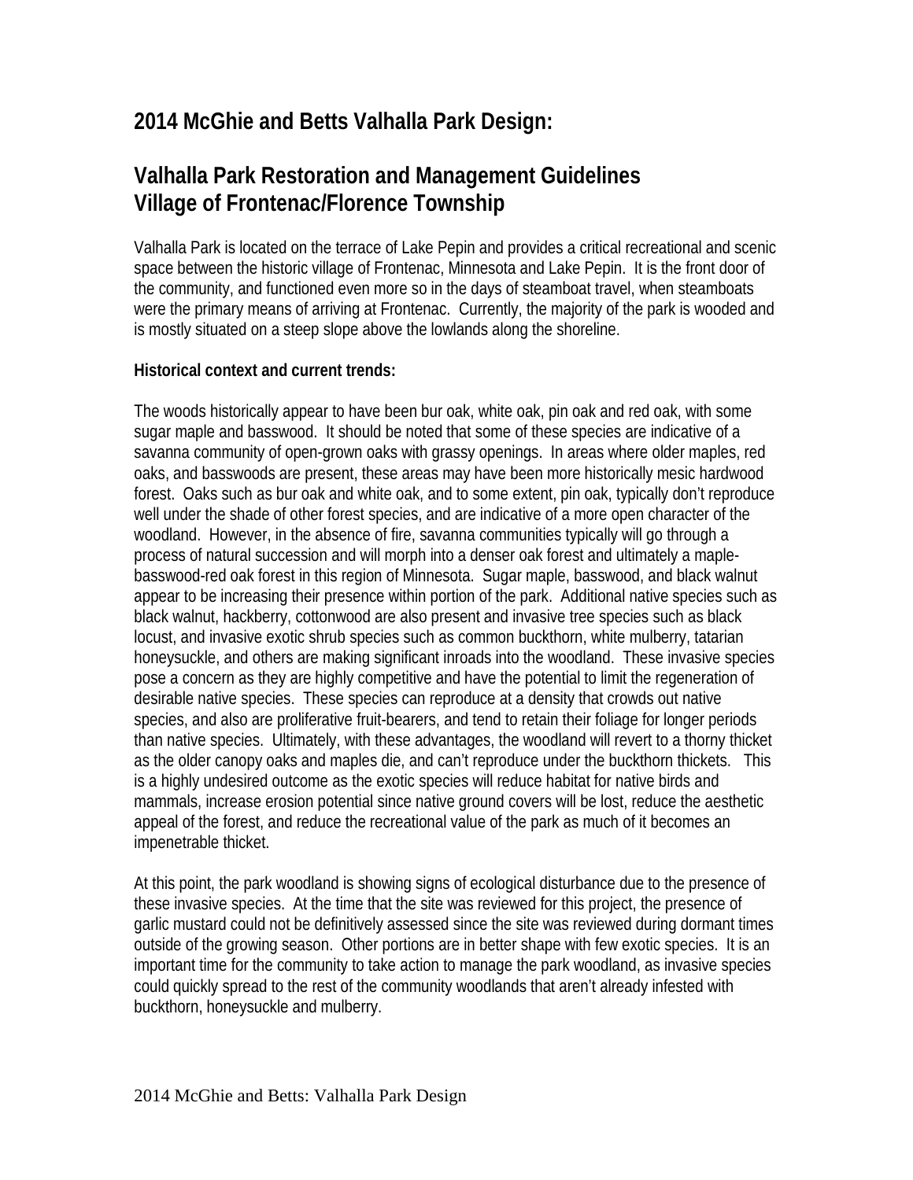## 2014 McGhie and Betts Valhalla Park Design:

## Valhalla Park Restoration and Management Guidelines
## Village of Frontenac/Florence Township

Valhalla Park is located on the terrace of Lake Pepin and provides a critical recreational and scenic space between the historic village of Frontenac, Minnesota and Lake Pepin. It is the front door of the community, and functioned even more so in the days of steamboat travel, when steamboats were the primary means of arriving at Frontenac. Currently, the majority of the park is wooded and is mostly situated on a steep slope above the lowlands along the shoreline.

**Historical context and current trends:**

The woods historically appear to have been bur oak, white oak, pin oak and red oak, with some sugar maple and basswood. It should be noted that some of these species are indicative of a savanna community of open-grown oaks with grassy openings. In areas where older maples, red oaks, and basswoods are present, these areas may have been more historically mesic hardwood forest. Oaks such as bur oak and white oak, and to some extent, pin oak, typically don't reproduce well under the shade of other forest species, and are indicative of a more open character of the woodland. However, in the absence of fire, savanna communities typically will go through a process of natural succession and will morph into a denser oak forest and ultimately a maple-basswood-red oak forest in this region of Minnesota. Sugar maple, basswood, and black walnut appear to be increasing their presence within portion of the park. Additional native species such as black walnut, hackberry, cottonwood are also present and invasive tree species such as black locust, and invasive exotic shrub species such as common buckthorn, white mulberry, tatarian honeysuckle, and others are making significant inroads into the woodland. These invasive species pose a concern as they are highly competitive and have the potential to limit the regeneration of desirable native species. These species can reproduce at a density that crowds out native species, and also are proliferative fruit-bearers, and tend to retain their foliage for longer periods than native species. Ultimately, with these advantages, the woodland will revert to a thorny thicket as the older canopy oaks and maples die, and can't reproduce under the buckthorn thickets. This is a highly undesired outcome as the exotic species will reduce habitat for native birds and mammals, increase erosion potential since native ground covers will be lost, reduce the aesthetic appeal of the forest, and reduce the recreational value of the park as much of it becomes an impenetrable thicket.

At this point, the park woodland is showing signs of ecological disturbance due to the presence of these invasive species. At the time that the site was reviewed for this project, the presence of garlic mustard could not be definitively assessed since the site was reviewed during dormant times outside of the growing season. Other portions are in better shape with few exotic species. It is an important time for the community to take action to manage the park woodland, as invasive species could quickly spread to the rest of the community woodlands that aren't already infested with buckthorn, honeysuckle and mulberry.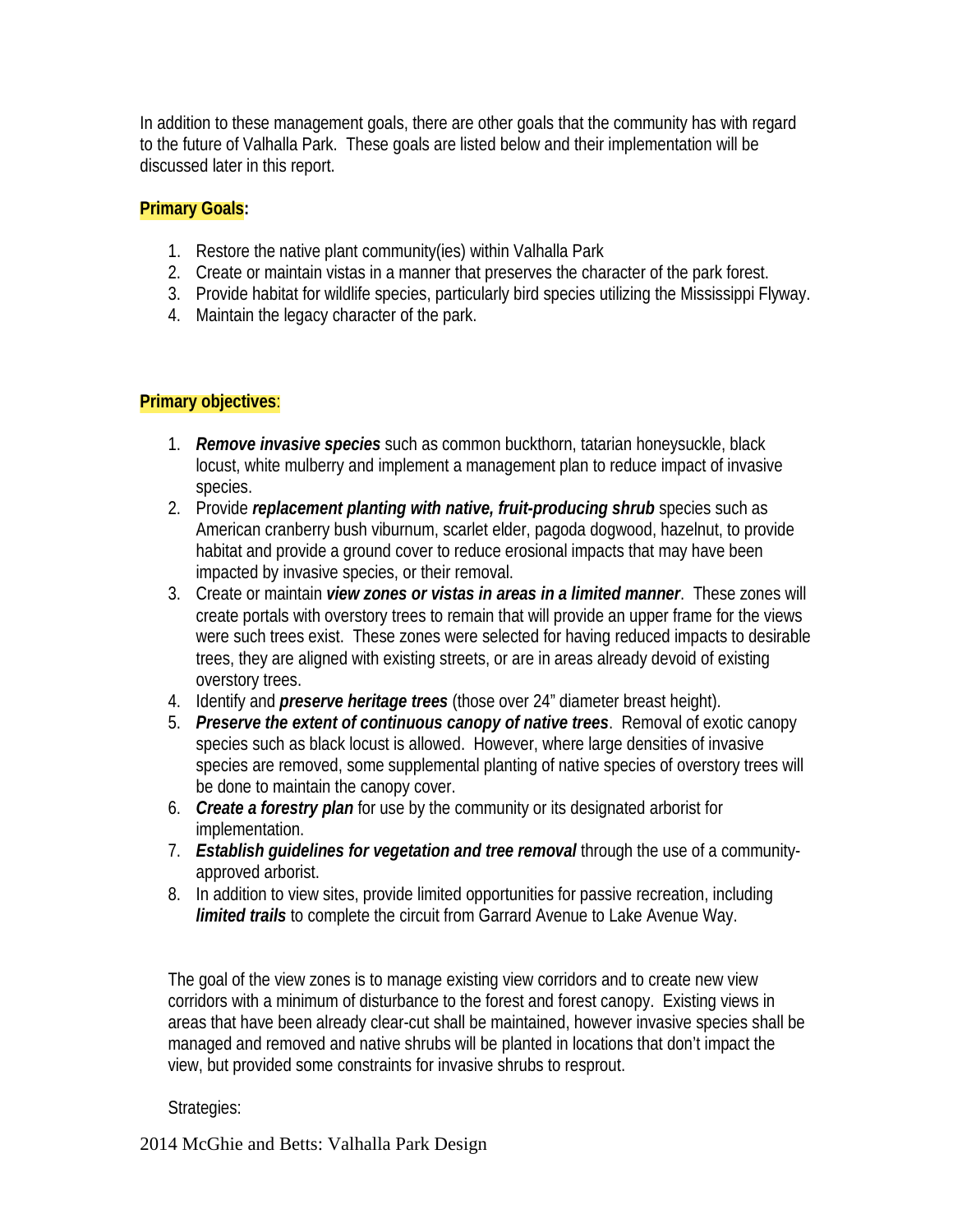In addition to these management goals, there are other goals that the community has with regard to the future of Valhalla Park. These goals are listed below and their implementation will be discussed later in this report.

**Primary Goals:**

1. Restore the native plant community(ies) within Valhalla Park
2. Create or maintain vistas in a manner that preserves the character of the park forest.
3. Provide habitat for wildlife species, particularly bird species utilizing the Mississippi Flyway.
4. Maintain the legacy character of the park.

**Primary objectives**:

1. ***Remove invasive species*** such as common buckthorn, tatarian honeysuckle, black locust, white mulberry and implement a management plan to reduce impact of invasive species.
2. Provide ***replacement planting with native, fruit-producing shrub*** species such as American cranberry bush viburnum, scarlet elder, pagoda dogwood, hazelnut, to provide habitat and provide a ground cover to reduce erosional impacts that may have been impacted by invasive species, or their removal.
3. Create or maintain ***view zones or vistas in areas in a limited manner***. These zones will create portals with overstory trees to remain that will provide an upper frame for the views were such trees exist. These zones were selected for having reduced impacts to desirable trees, they are aligned with existing streets, or are in areas already devoid of existing overstory trees.
4. Identify and ***preserve heritage trees*** (those over 24" diameter breast height).
5. ***Preserve the extent of continuous canopy of native trees***. Removal of exotic canopy species such as black locust is allowed. However, where large densities of invasive species are removed, some supplemental planting of native species of overstory trees will be done to maintain the canopy cover.
6. ***Create a forestry plan*** for use by the community or its designated arborist for implementation.
7. ***Establish guidelines for vegetation and tree removal*** through the use of a community-approved arborist.
8. In addition to view sites, provide limited opportunities for passive recreation, including ***limited trails*** to complete the circuit from Garrard Avenue to Lake Avenue Way.

The goal of the view zones is to manage existing view corridors and to create new view corridors with a minimum of disturbance to the forest and forest canopy. Existing views in areas that have been already clear-cut shall be maintained, however invasive species shall be managed and removed and native shrubs will be planted in locations that don't impact the view, but provided some constraints for invasive shrubs to resprout.

Strategies: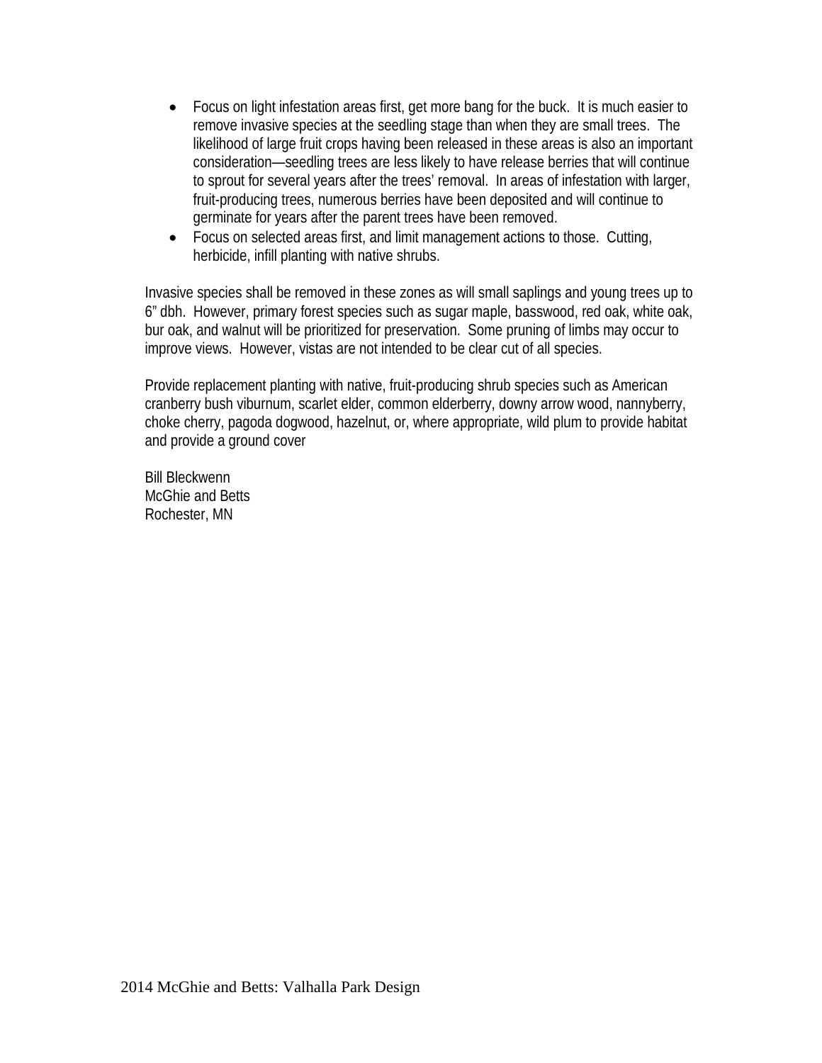- Focus on light infestation areas first, get more bang for the buck. It is much easier to remove invasive species at the seedling stage than when they are small trees. The likelihood of large fruit crops having been released in these areas is also an important consideration—seedling trees are less likely to have release berries that will continue to sprout for several years after the trees' removal. In areas of infestation with larger, fruit-producing trees, numerous berries have been deposited and will continue to germinate for years after the parent trees have been removed.
- Focus on selected areas first, and limit management actions to those. Cutting, herbicide, infill planting with native shrubs.

Invasive species shall be removed in these zones as will small saplings and young trees up to 6" dbh. However, primary forest species such as sugar maple, basswood, red oak, white oak, bur oak, and walnut will be prioritized for preservation. Some pruning of limbs may occur to improve views. However, vistas are not intended to be clear cut of all species.

Provide replacement planting with native, fruit-producing shrub species such as American cranberry bush viburnum, scarlet elder, common elderberry, downy arrow wood, nannyberry, choke cherry, pagoda dogwood, hazelnut, or, where appropriate, wild plum to provide habitat and provide a ground cover

Bill Bleckwenn
McGhie and Betts
Rochester, MN